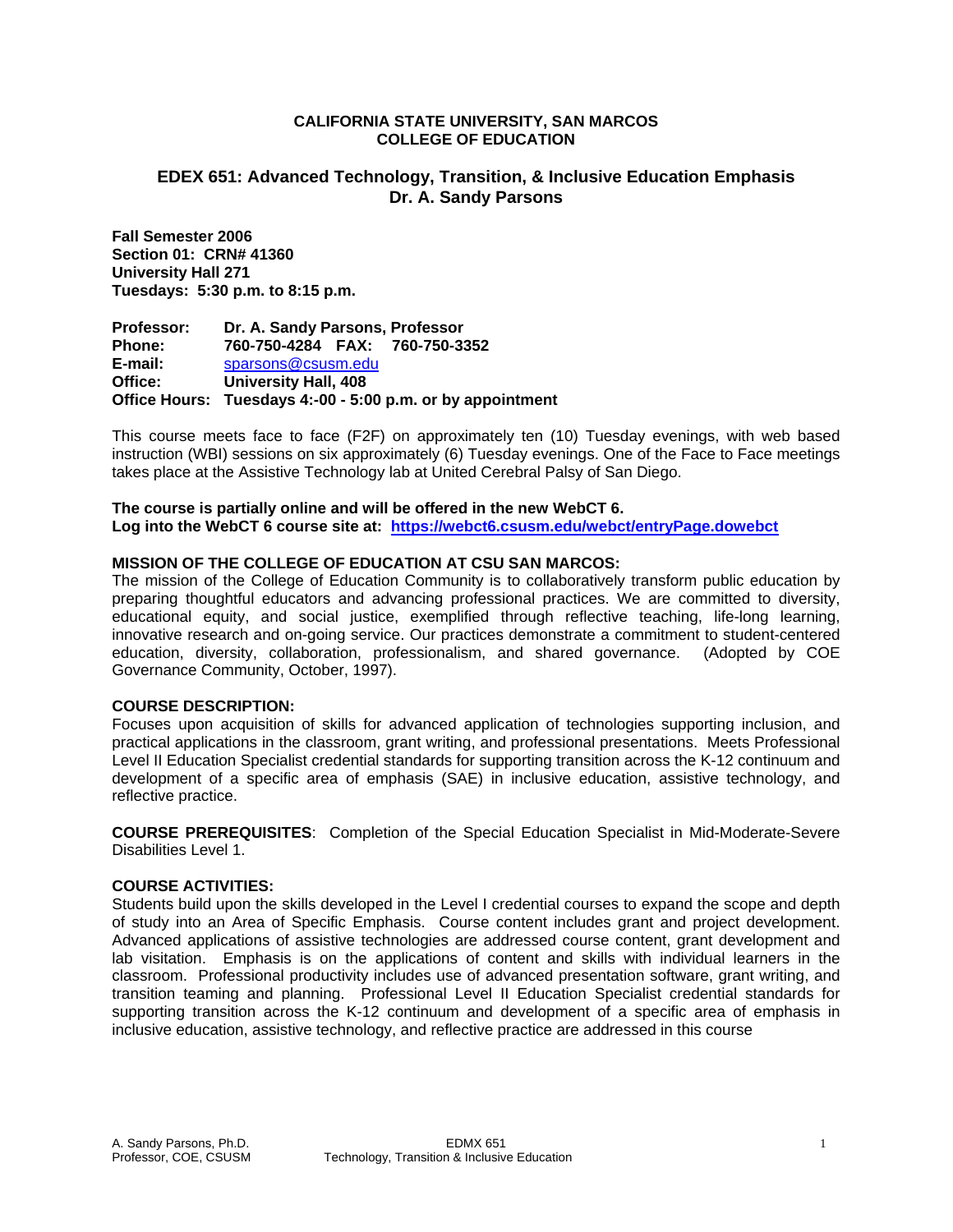**CALIFORNIA STATE UNIVERSITY, SAN MARCOS**
**COLLEGE OF EDUCATION**

## EDEX 651: Advanced Technology, Transition, & Inclusive Education Emphasis
## Dr. A. Sandy Parsons

**Fall Semester 2006**
**Section 01: CRN# 41360**
**University Hall 271**
**Tuesdays: 5:30 p.m. to 8:15 p.m.**

**Professor:** **Dr. A. Sandy Parsons, Professor**
**Phone:** **760-750-4284 FAX: 760-750-3352**
**E-mail:** sparsons@csusm.edu
**Office:** **University Hall, 408**
**Office Hours: Tuesdays 4:-00 - 5:00 p.m. or by appointment**

This course meets face to face (F2F) on approximately ten (10) Tuesday evenings, with web based instruction (WBI) sessions on six approximately (6) Tuesday evenings. One of the Face to Face meetings takes place at the Assistive Technology lab at United Cerebral Palsy of San Diego.

**The course is partially online and will be offered in the new WebCT 6.**
**Log into the WebCT 6 course site at: https://webct6.csusm.edu/webct/entryPage.dowebct**

**MISSION OF THE COLLEGE OF EDUCATION AT CSU SAN MARCOS:**
The mission of the College of Education Community is to collaboratively transform public education by preparing thoughtful educators and advancing professional practices. We are committed to diversity, educational equity, and social justice, exemplified through reflective teaching, life-long learning, innovative research and on-going service. Our practices demonstrate a commitment to student-centered education, diversity, collaboration, professionalism, and shared governance. (Adopted by COE Governance Community, October, 1997).

**COURSE DESCRIPTION:**
Focuses upon acquisition of skills for advanced application of technologies supporting inclusion, and practical applications in the classroom, grant writing, and professional presentations. Meets Professional Level II Education Specialist credential standards for supporting transition across the K-12 continuum and development of a specific area of emphasis (SAE) in inclusive education, assistive technology, and reflective practice.

**COURSE PREREQUISITES**: Completion of the Special Education Specialist in Mid-Moderate-Severe Disabilities Level 1.

**COURSE ACTIVITIES:**
Students build upon the skills developed in the Level I credential courses to expand the scope and depth of study into an Area of Specific Emphasis. Course content includes grant and project development. Advanced applications of assistive technologies are addressed course content, grant development and lab visitation. Emphasis is on the applications of content and skills with individual learners in the classroom. Professional productivity includes use of advanced presentation software, grant writing, and transition teaming and planning. Professional Level II Education Specialist credential standards for supporting transition across the K-12 continuum and development of a specific area of emphasis in inclusive education, assistive technology, and reflective practice are addressed in this course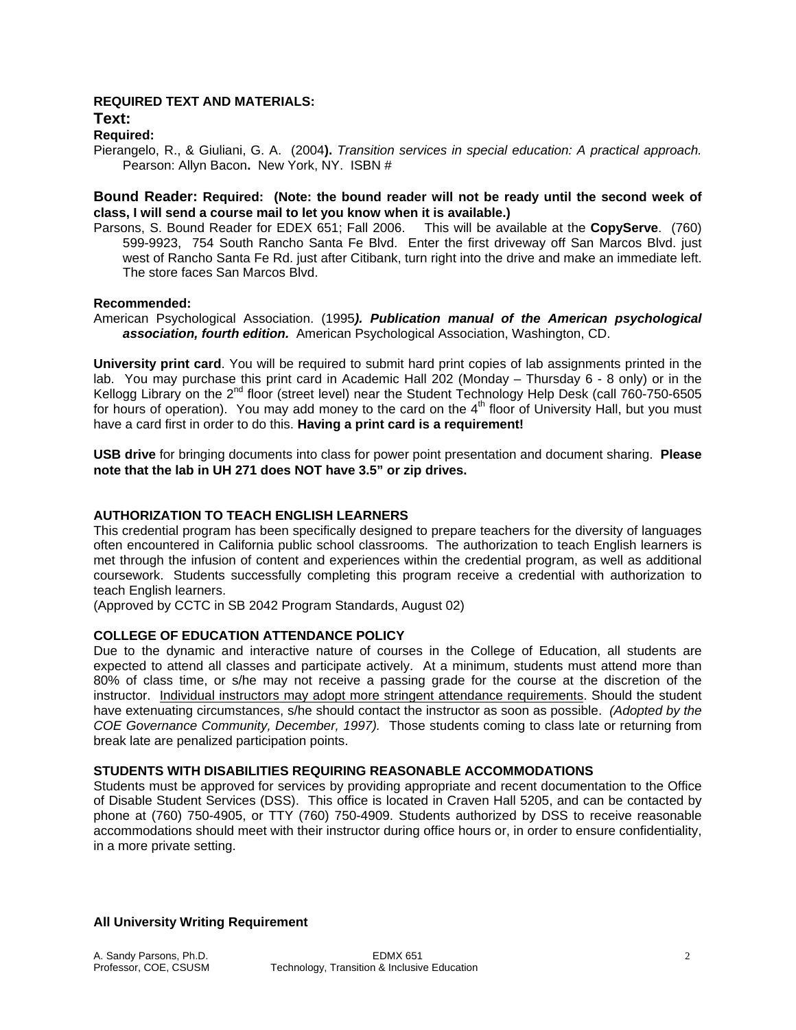**REQUIRED TEXT AND MATERIALS:**

**Text:**

**Required:**

Pierangelo, R., & Giuliani, G. A. (2004**).** *Transition services in special education: A practical approach.* Pearson: Allyn Bacon**.** New York, NY. ISBN #

**Bound Reader: Required: (Note: the bound reader will not be ready until the second week of class, I will send a course mail to let you know when it is available.)**

Parsons, S. Bound Reader for EDEX 651; Fall 2006. This will be available at the **CopyServe**. (760) 599-9923, 754 South Rancho Santa Fe Blvd. Enter the first driveway off San Marcos Blvd. just west of Rancho Santa Fe Rd. just after Citibank, turn right into the drive and make an immediate left. The store faces San Marcos Blvd.

**Recommended:**

American Psychological Association. (1995***). Publication manual of the American psychological association, fourth edition.*** American Psychological Association, Washington, CD.

**University print card**. You will be required to submit hard print copies of lab assignments printed in the lab. You may purchase this print card in Academic Hall 202 (Monday – Thursday 6 - 8 only) or in the Kellogg Library on the 2nd floor (street level) near the Student Technology Help Desk (call 760-750-6505 for hours of operation). You may add money to the card on the 4th floor of University Hall, but you must have a card first in order to do this. **Having a print card is a requirement!**

**USB drive** for bringing documents into class for power point presentation and document sharing. **Please note that the lab in UH 271 does NOT have 3.5" or zip drives.**

**AUTHORIZATION TO TEACH ENGLISH LEARNERS**

This credential program has been specifically designed to prepare teachers for the diversity of languages often encountered in California public school classrooms. The authorization to teach English learners is met through the infusion of content and experiences within the credential program, as well as additional coursework. Students successfully completing this program receive a credential with authorization to teach English learners.
(Approved by CCTC in SB 2042 Program Standards, August 02)

**COLLEGE OF EDUCATION ATTENDANCE POLICY**

Due to the dynamic and interactive nature of courses in the College of Education, all students are expected to attend all classes and participate actively. At a minimum, students must attend more than 80% of class time, or s/he may not receive a passing grade for the course at the discretion of the instructor. Individual instructors may adopt more stringent attendance requirements. Should the student have extenuating circumstances, s/he should contact the instructor as soon as possible. *(Adopted by the COE Governance Community, December, 1997).* Those students coming to class late or returning from break late are penalized participation points.

**STUDENTS WITH DISABILITIES REQUIRING REASONABLE ACCOMMODATIONS**

Students must be approved for services by providing appropriate and recent documentation to the Office of Disable Student Services (DSS). This office is located in Craven Hall 5205, and can be contacted by phone at (760) 750-4905, or TTY (760) 750-4909. Students authorized by DSS to receive reasonable accommodations should meet with their instructor during office hours or, in order to ensure confidentiality, in a more private setting.

**All University Writing Requirement**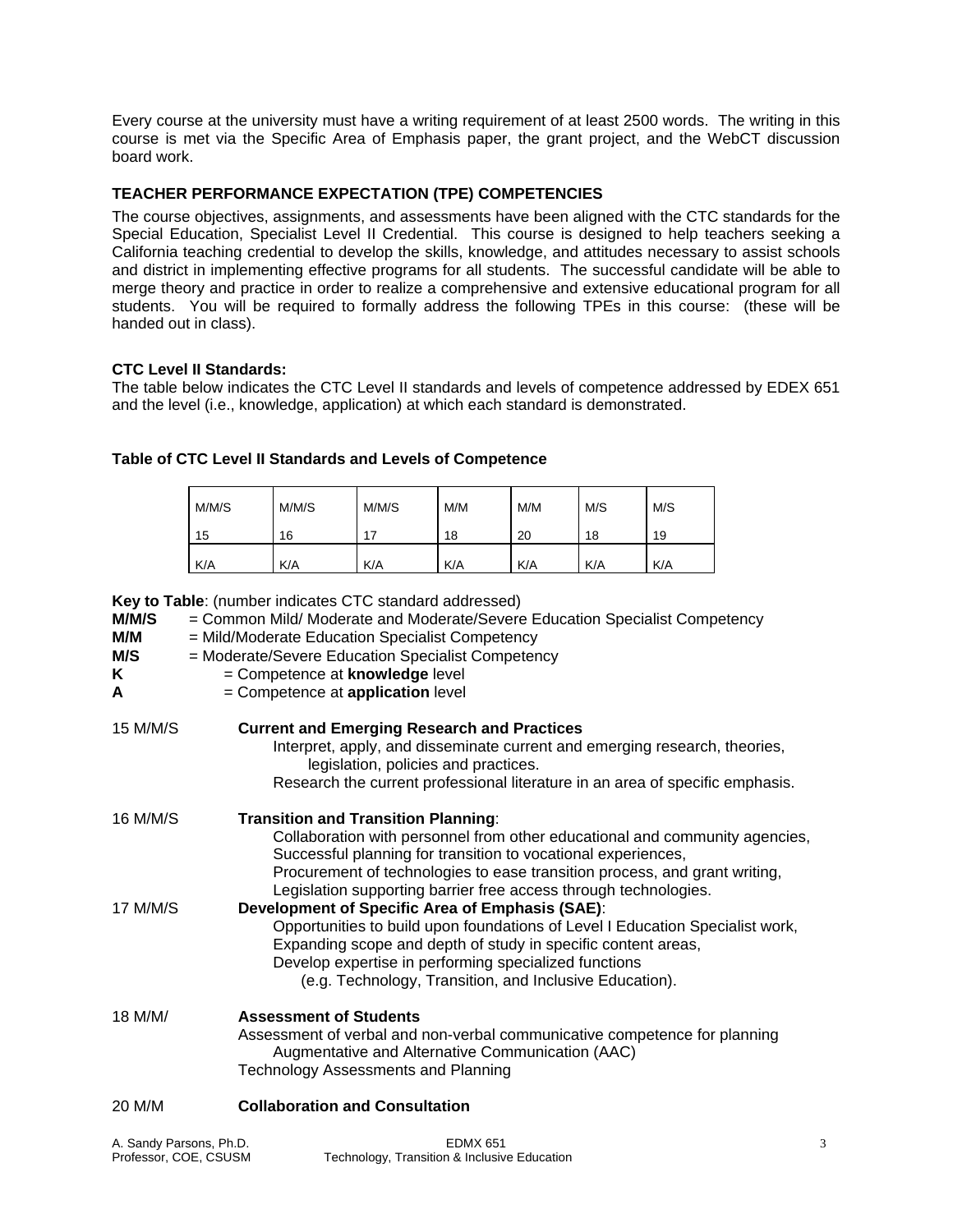Every course at the university must have a writing requirement of at least 2500 words. The writing in this course is met via the Specific Area of Emphasis paper, the grant project, and the WebCT discussion board work.

## TEACHER PERFORMANCE EXPECTATION (TPE) COMPETENCIES

The course objectives, assignments, and assessments have been aligned with the CTC standards for the Special Education, Specialist Level II Credential. This course is designed to help teachers seeking a California teaching credential to develop the skills, knowledge, and attitudes necessary to assist schools and district in implementing effective programs for all students. The successful candidate will be able to merge theory and practice in order to realize a comprehensive and extensive educational program for all students. You will be required to formally address the following TPEs in this course: (these will be handed out in class).

### CTC Level II Standards:

The table below indicates the CTC Level II standards and levels of competence addressed by EDEX 651 and the level (i.e., knowledge, application) at which each standard is demonstrated.

### Table of CTC Level II Standards and Levels of Competence

| M/M/S 15 | M/M/S 16 | M/M/S 17 | M/M 18 | M/M 20 | M/S 18 | M/S 19 |
|---|---|---|---|---|---|---|
| K/A | K/A | K/A | K/A | K/A | K/A | K/A |

**Key to Table**: (number indicates CTC standard addressed)

**M/M/S** = Common Mild/ Moderate and Moderate/Severe Education Specialist Competency
**M/M** = Mild/Moderate Education Specialist Competency
**M/S** = Moderate/Severe Education Specialist Competency
**K** = Competence at **knowledge** level
**A** = Competence at **application** level

15 M/M/S **Current and Emerging Research and Practices**
Interpret, apply, and disseminate current and emerging research, theories, legislation, policies and practices.
Research the current professional literature in an area of specific emphasis.

16 M/M/S **Transition and Transition Planning**:
Collaboration with personnel from other educational and community agencies,
Successful planning for transition to vocational experiences,
Procurement of technologies to ease transition process, and grant writing,
Legislation supporting barrier free access through technologies.

17 M/M/S **Development of Specific Area of Emphasis (SAE)**:
Opportunities to build upon foundations of Level I Education Specialist work,
Expanding scope and depth of study in specific content areas,
Develop expertise in performing specialized functions
(e.g. Technology, Transition, and Inclusive Education).

18 M/M/ **Assessment of Students**
Assessment of verbal and non-verbal communicative competence for planning Augmentative and Alternative Communication (AAC)
Technology Assessments and Planning

20 M/M **Collaboration and Consultation**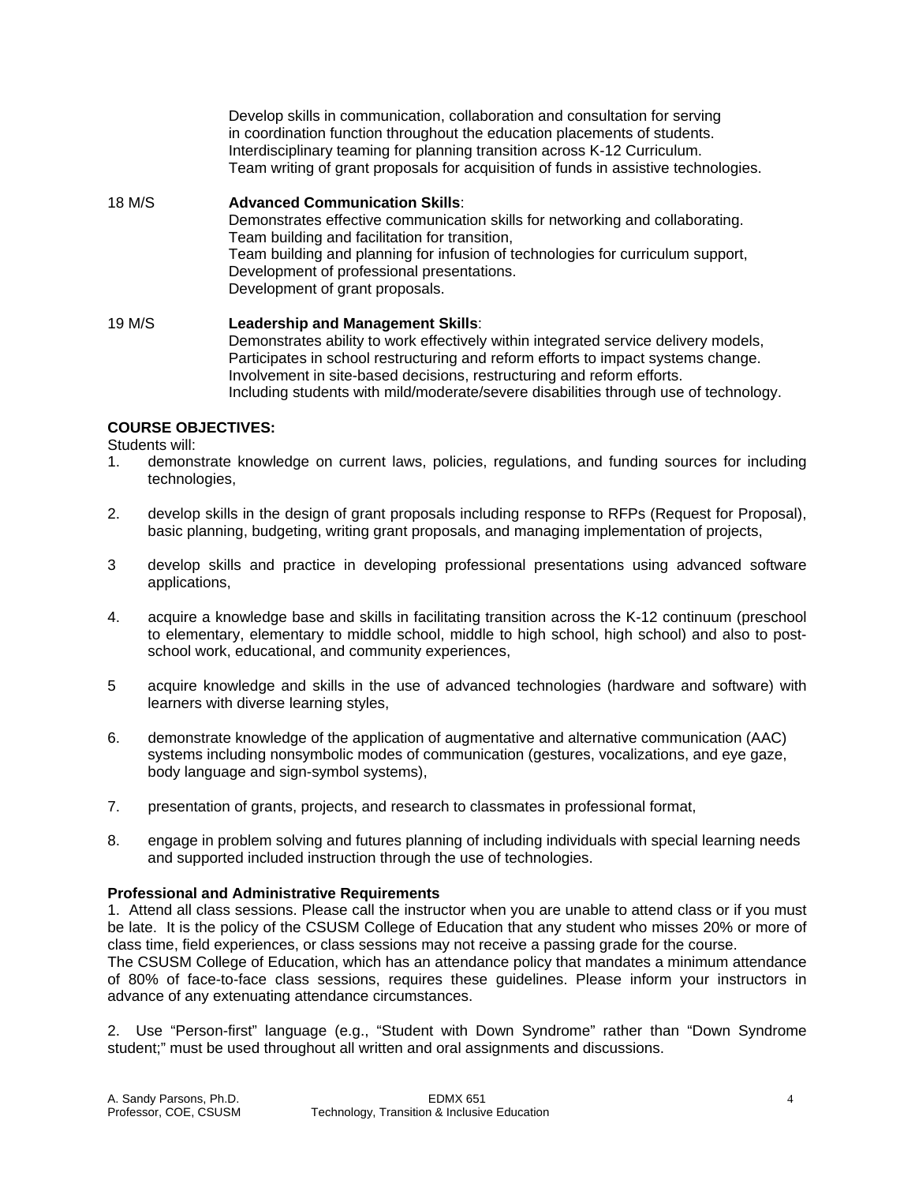Develop skills in communication, collaboration and consultation for serving in coordination function throughout the education placements of students.
Interdisciplinary teaming for planning transition across K-12 Curriculum.
Team writing of grant proposals for acquisition of funds in assistive technologies.

18 M/S **Advanced Communication Skills**:
Demonstrates effective communication skills for networking and collaborating.
Team building and facilitation for transition,
Team building and planning for infusion of technologies for curriculum support,
Development of professional presentations.
Development of grant proposals.

19 M/S **Leadership and Management Skills**:
Demonstrates ability to work effectively within integrated service delivery models,
Participates in school restructuring and reform efforts to impact systems change.
Involvement in site-based decisions, restructuring and reform efforts.
Including students with mild/moderate/severe disabilities through use of technology.

**COURSE OBJECTIVES:**

Students will:

1. demonstrate knowledge on current laws, policies, regulations, and funding sources for including technologies,

2. develop skills in the design of grant proposals including response to RFPs (Request for Proposal), basic planning, budgeting, writing grant proposals, and managing implementation of projects,

3 develop skills and practice in developing professional presentations using advanced software applications,

4. acquire a knowledge base and skills in facilitating transition across the K-12 continuum (preschool to elementary, elementary to middle school, middle to high school, high school) and also to post-school work, educational, and community experiences,

5 acquire knowledge and skills in the use of advanced technologies (hardware and software) with learners with diverse learning styles,

6. demonstrate knowledge of the application of augmentative and alternative communication (AAC) systems including nonsymbolic modes of communication (gestures, vocalizations, and eye gaze, body language and sign-symbol systems),

7. presentation of grants, projects, and research to classmates in professional format,

8. engage in problem solving and futures planning of including individuals with special learning needs and supported included instruction through the use of technologies.

**Professional and Administrative Requirements**

1. Attend all class sessions. Please call the instructor when you are unable to attend class or if you must be late. It is the policy of the CSUSM College of Education that any student who misses 20% or more of class time, field experiences, or class sessions may not receive a passing grade for the course.
The CSUSM College of Education, which has an attendance policy that mandates a minimum attendance of 80% of face-to-face class sessions, requires these guidelines. Please inform your instructors in advance of any extenuating attendance circumstances.

2. Use "Person-first" language (e.g., "Student with Down Syndrome" rather than "Down Syndrome student;" must be used throughout all written and oral assignments and discussions.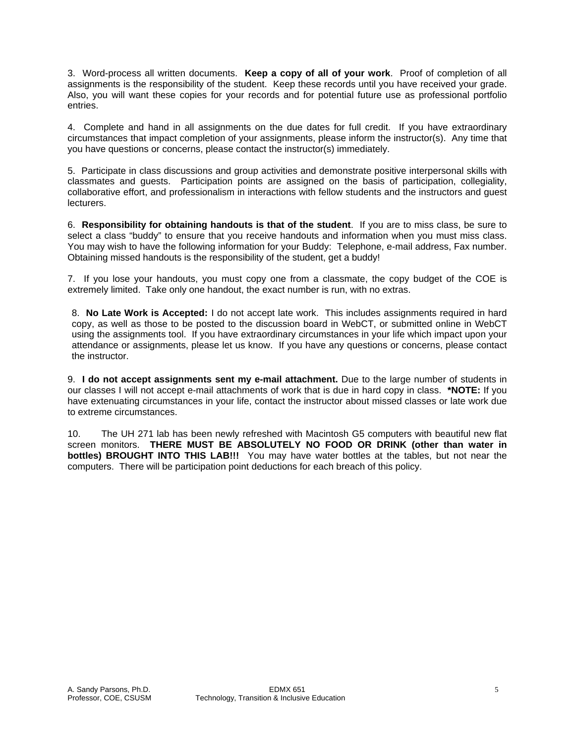3. Word-process all written documents. **Keep a copy of all of your work**. Proof of completion of all assignments is the responsibility of the student. Keep these records until you have received your grade. Also, you will want these copies for your records and for potential future use as professional portfolio entries.

4. Complete and hand in all assignments on the due dates for full credit. If you have extraordinary circumstances that impact completion of your assignments, please inform the instructor(s). Any time that you have questions or concerns, please contact the instructor(s) immediately.

5. Participate in class discussions and group activities and demonstrate positive interpersonal skills with classmates and guests. Participation points are assigned on the basis of participation, collegiality, collaborative effort, and professionalism in interactions with fellow students and the instructors and guest lecturers.

6. **Responsibility for obtaining handouts is that of the student**. If you are to miss class, be sure to select a class "buddy" to ensure that you receive handouts and information when you must miss class. You may wish to have the following information for your Buddy: Telephone, e-mail address, Fax number. Obtaining missed handouts is the responsibility of the student, get a buddy!

7. If you lose your handouts, you must copy one from a classmate, the copy budget of the COE is extremely limited. Take only one handout, the exact number is run, with no extras.

8. **No Late Work is Accepted:** I do not accept late work. This includes assignments required in hard copy, as well as those to be posted to the discussion board in WebCT, or submitted online in WebCT using the assignments tool. If you have extraordinary circumstances in your life which impact upon your attendance or assignments, please let us know. If you have any questions or concerns, please contact the instructor.

9. **I do not accept assignments sent my e-mail attachment.** Due to the large number of students in our classes I will not accept e-mail attachments of work that is due in hard copy in class. ***NOTE:** If you have extenuating circumstances in your life, contact the instructor about missed classes or late work due to extreme circumstances.

10. The UH 271 lab has been newly refreshed with Macintosh G5 computers with beautiful new flat screen monitors. **THERE MUST BE ABSOLUTELY NO FOOD OR DRINK (other than water in bottles) BROUGHT INTO THIS LAB!!!** You may have water bottles at the tables, but not near the computers. There will be participation point deductions for each breach of this policy.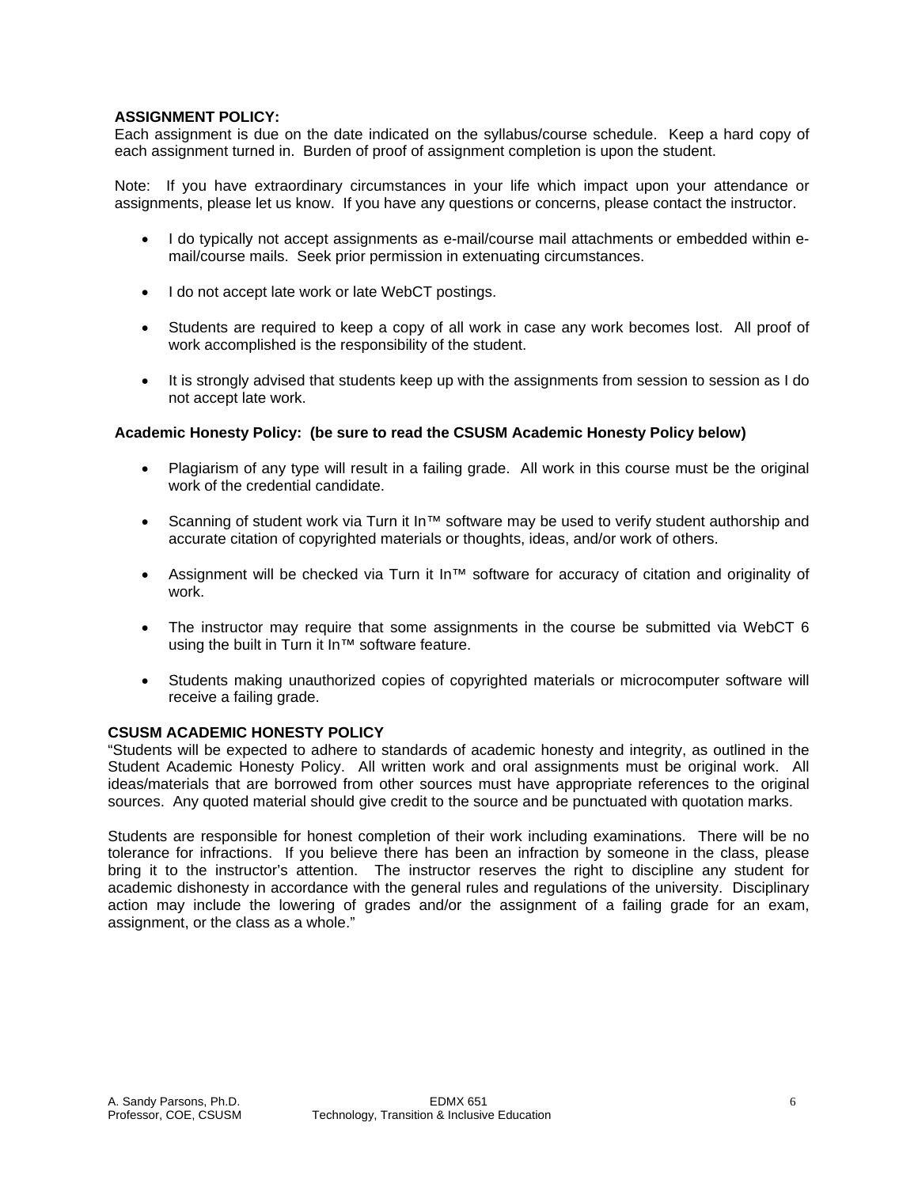**ASSIGNMENT POLICY:**

Each assignment is due on the date indicated on the syllabus/course schedule. Keep a hard copy of each assignment turned in. Burden of proof of assignment completion is upon the student.

Note: If you have extraordinary circumstances in your life which impact upon your attendance or assignments, please let us know. If you have any questions or concerns, please contact the instructor.

- I do typically not accept assignments as e-mail/course mail attachments or embedded within e-mail/course mails. Seek prior permission in extenuating circumstances.
- I do not accept late work or late WebCT postings.
- Students are required to keep a copy of all work in case any work becomes lost. All proof of work accomplished is the responsibility of the student.
- It is strongly advised that students keep up with the assignments from session to session as I do not accept late work.

**Academic Honesty Policy: (be sure to read the CSUSM Academic Honesty Policy below)**

- Plagiarism of any type will result in a failing grade. All work in this course must be the original work of the credential candidate.
- Scanning of student work via Turn it In™ software may be used to verify student authorship and accurate citation of copyrighted materials or thoughts, ideas, and/or work of others.
- Assignment will be checked via Turn it In™ software for accuracy of citation and originality of work.
- The instructor may require that some assignments in the course be submitted via WebCT 6 using the built in Turn it In™ software feature.
- Students making unauthorized copies of copyrighted materials or microcomputer software will receive a failing grade.

**CSUSM ACADEMIC HONESTY POLICY**

"Students will be expected to adhere to standards of academic honesty and integrity, as outlined in the Student Academic Honesty Policy. All written work and oral assignments must be original work. All ideas/materials that are borrowed from other sources must have appropriate references to the original sources. Any quoted material should give credit to the source and be punctuated with quotation marks.

Students are responsible for honest completion of their work including examinations. There will be no tolerance for infractions. If you believe there has been an infraction by someone in the class, please bring it to the instructor's attention. The instructor reserves the right to discipline any student for academic dishonesty in accordance with the general rules and regulations of the university. Disciplinary action may include the lowering of grades and/or the assignment of a failing grade for an exam, assignment, or the class as a whole."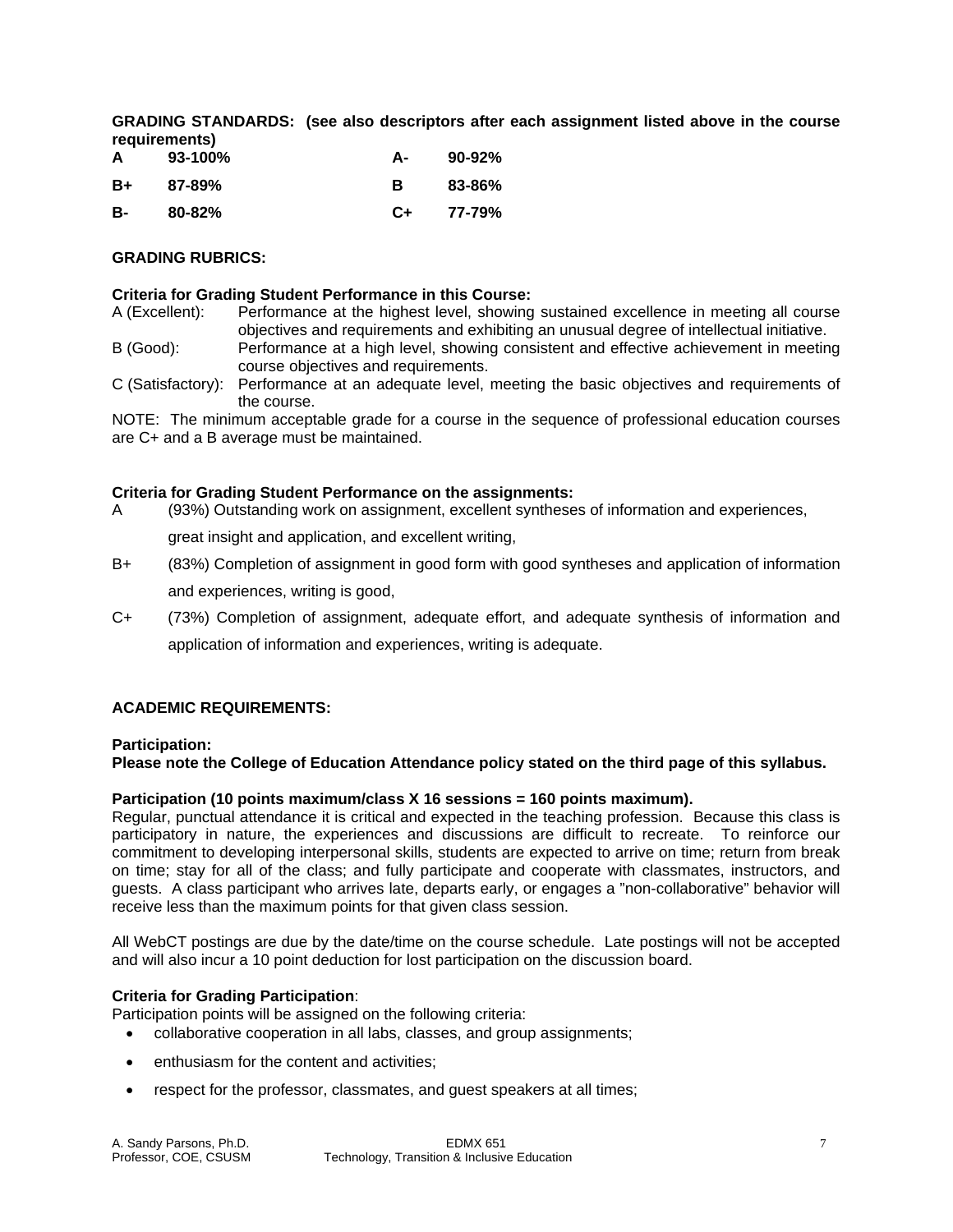**GRADING STANDARDS: (see also descriptors after each assignment listed above in the course requirements)**

| | | | |
|---|---|---|---|
| **A** | **93-100%** | **A-** | **90-92%** |
| **B+** | **87-89%** | **B** | **83-86%** |
| **B-** | **80-82%** | **C+** | **77-79%** |

**GRADING RUBRICS:**

**Criteria for Grading Student Performance in this Course:**

A (Excellent): Performance at the highest level, showing sustained excellence in meeting all course objectives and requirements and exhibiting an unusual degree of intellectual initiative.

B (Good): Performance at a high level, showing consistent and effective achievement in meeting course objectives and requirements.

C (Satisfactory): Performance at an adequate level, meeting the basic objectives and requirements of the course.

NOTE: The minimum acceptable grade for a course in the sequence of professional education courses are C+ and a B average must be maintained.

**Criteria for Grading Student Performance on the assignments:**

A (93%) Outstanding work on assignment, excellent syntheses of information and experiences, great insight and application, and excellent writing,

B+ (83%) Completion of assignment in good form with good syntheses and application of information and experiences, writing is good,

C+ (73%) Completion of assignment, adequate effort, and adequate synthesis of information and application of information and experiences, writing is adequate.

**ACADEMIC REQUIREMENTS:**

**Participation:**
**Please note the College of Education Attendance policy stated on the third page of this syllabus.**

**Participation (10 points maximum/class X 16 sessions = 160 points maximum).**
Regular, punctual attendance it is critical and expected in the teaching profession. Because this class is participatory in nature, the experiences and discussions are difficult to recreate. To reinforce our commitment to developing interpersonal skills, students are expected to arrive on time; return from break on time; stay for all of the class; and fully participate and cooperate with classmates, instructors, and guests. A class participant who arrives late, departs early, or engages a "non-collaborative" behavior will receive less than the maximum points for that given class session.

All WebCT postings are due by the date/time on the course schedule. Late postings will not be accepted and will also incur a 10 point deduction for lost participation on the discussion board.

**Criteria for Grading Participation**:
Participation points will be assigned on the following criteria:

- collaborative cooperation in all labs, classes, and group assignments;
- enthusiasm for the content and activities;
- respect for the professor, classmates, and guest speakers at all times;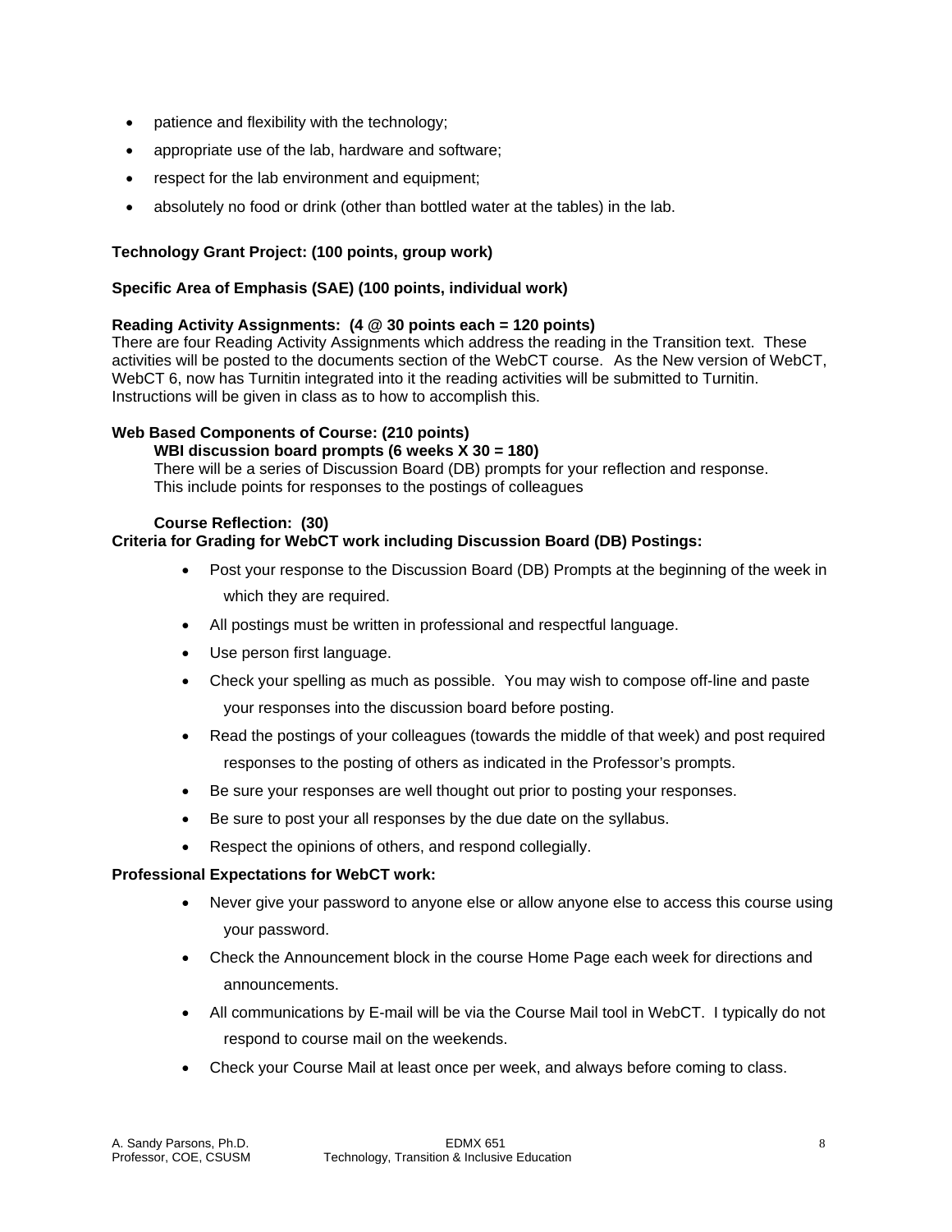- patience and flexibility with the technology;
- appropriate use of the lab, hardware and software;
- respect for the lab environment and equipment;
- absolutely no food or drink (other than bottled water at the tables) in the lab.

**Technology Grant Project: (100 points, group work)**

**Specific Area of Emphasis (SAE) (100 points, individual work)**

**Reading Activity Assignments: (4 @ 30 points each = 120 points)**
There are four Reading Activity Assignments which address the reading in the Transition text. These activities will be posted to the documents section of the WebCT course. As the New version of WebCT, WebCT 6, now has Turnitin integrated into it the reading activities will be submitted to Turnitin. Instructions will be given in class as to how to accomplish this.

**Web Based Components of Course: (210 points)**

**WBI discussion board prompts (6 weeks X 30 = 180)**
There will be a series of Discussion Board (DB) prompts for your reflection and response. This include points for responses to the postings of colleagues

**Course Reflection: (30)**

**Criteria for Grading for WebCT work including Discussion Board (DB) Postings:**

- Post your response to the Discussion Board (DB) Prompts at the beginning of the week in which they are required.
- All postings must be written in professional and respectful language.
- Use person first language.
- Check your spelling as much as possible. You may wish to compose off-line and paste your responses into the discussion board before posting.
- Read the postings of your colleagues (towards the middle of that week) and post required responses to the posting of others as indicated in the Professor's prompts.
- Be sure your responses are well thought out prior to posting your responses.
- Be sure to post your all responses by the due date on the syllabus.
- Respect the opinions of others, and respond collegially.

**Professional Expectations for WebCT work:**

- Never give your password to anyone else or allow anyone else to access this course using your password.
- Check the Announcement block in the course Home Page each week for directions and announcements.
- All communications by E-mail will be via the Course Mail tool in WebCT. I typically do not respond to course mail on the weekends.
- Check your Course Mail at least once per week, and always before coming to class.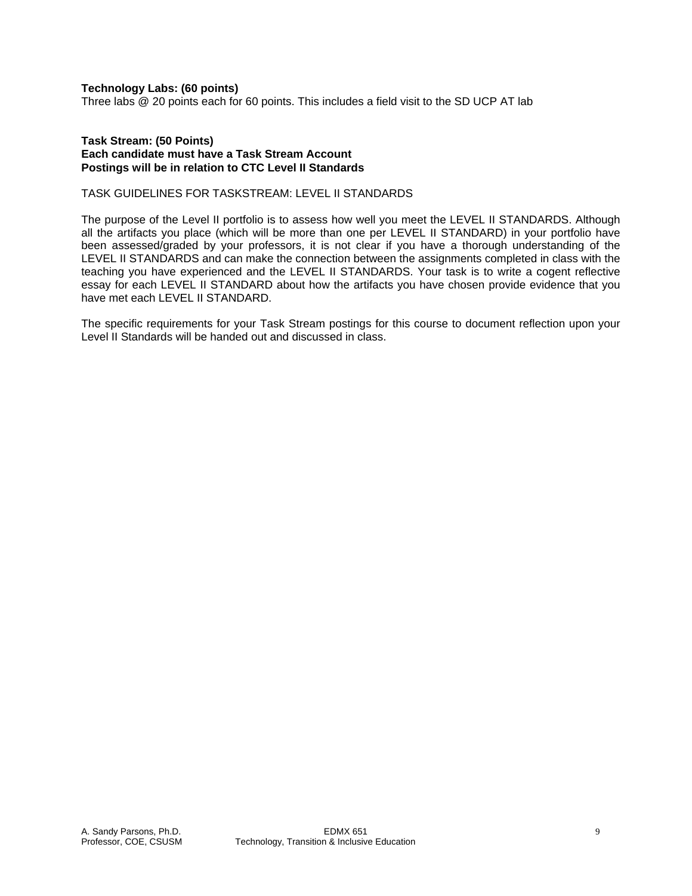**Technology Labs: (60 points)**
Three labs @ 20 points each for 60 points. This includes a field visit to the SD UCP AT lab

**Task Stream: (50 Points)**
**Each candidate must have a Task Stream Account**
**Postings will be in relation to CTC Level II Standards**

TASK GUIDELINES FOR TASKSTREAM: LEVEL II STANDARDS

The purpose of the Level II portfolio is to assess how well you meet the LEVEL II STANDARDS. Although all the artifacts you place (which will be more than one per LEVEL II STANDARD) in your portfolio have been assessed/graded by your professors, it is not clear if you have a thorough understanding of the LEVEL II STANDARDS and can make the connection between the assignments completed in class with the teaching you have experienced and the LEVEL II STANDARDS. Your task is to write a cogent reflective essay for each LEVEL II STANDARD about how the artifacts you have chosen provide evidence that you have met each LEVEL II STANDARD.

The specific requirements for your Task Stream postings for this course to document reflection upon your Level II Standards will be handed out and discussed in class.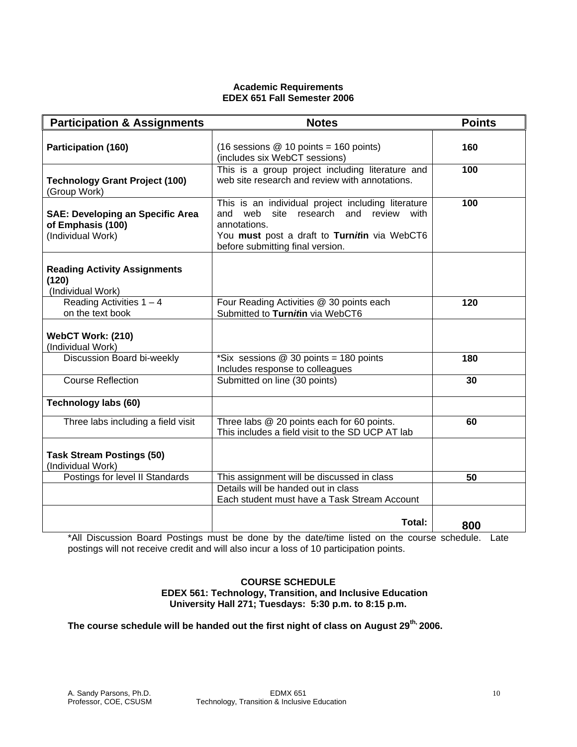**Academic Requirements**
**EDEX 651 Fall Semester 2006**

| Participation & Assignments | Notes | Points |
|---|---|---|
| **Participation (160)** | (16 sessions @ 10 points = 160 points) (includes six WebCT sessions) | **160** |
| **Technology Grant Project (100)** (Group Work) | This is a group project including literature and web site research and review with annotations. | **100** |
| **SAE: Developing an Specific Area of Emphasis (100)** (Individual Work) | This is an individual project including literature and web site research and review with annotations. You **must** post a draft to **Turn*it*in** via WebCT6 before submitting final version. | **100** |
| **Reading Activity Assignments (120)** (Individual Work) | | |
| Reading Activities 1 – 4 on the text book | Four Reading Activities @ 30 points each Submitted to **Turn*it*in** via WebCT6 | **120** |
| **WebCT Work: (210)** (Individual Work) | | |
| Discussion Board bi-weekly | *Six sessions @ 30 points = 180 points Includes response to colleagues | **180** |
| Course Reflection | Submitted on line (30 points) | **30** |
| **Technology labs (60)** | | |
| Three labs including a field visit | Three labs @ 20 points each for 60 points. This includes a field visit to the SD UCP AT lab | **60** |
| **Task Stream Postings (50)** (Individual Work) | | |
| Postings for level II Standards | This assignment will be discussed in class | **50** |
| | Details will be handed out in class Each student must have a Task Stream Account | |
| | **Total:** | **800** |

*All Discussion Board Postings must be done by the date/time listed on the course schedule. Late postings will not receive credit and will also incur a loss of 10 participation points.

**COURSE SCHEDULE**
**EDEX 561: Technology, Transition, and Inclusive Education**
**University Hall 271; Tuesdays: 5:30 p.m. to 8:15 p.m.**

**The course schedule will be handed out the first night of class on August 29th, 2006.**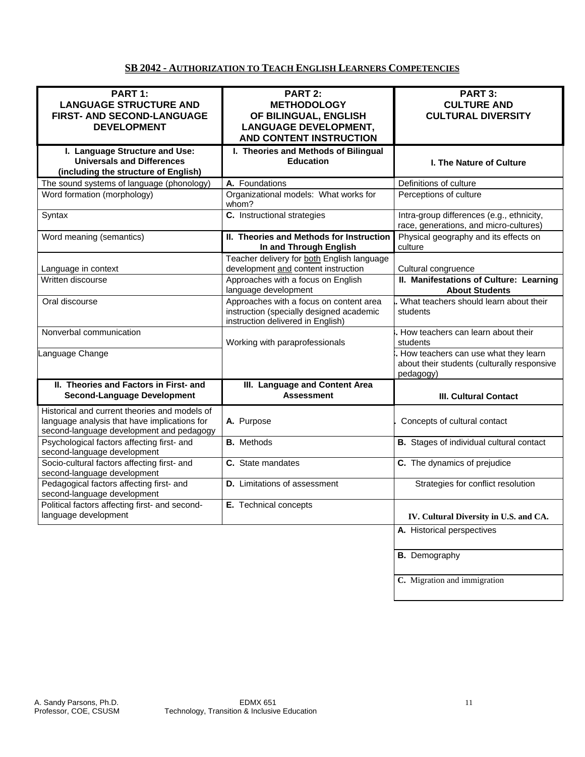## SB 2042 - AUTHORIZATION TO TEACH ENGLISH LEARNERS COMPETENCIES

| PART 1: LANGUAGE STRUCTURE AND FIRST- AND SECOND-LANGUAGE DEVELOPMENT | PART 2: METHODOLOGY OF BILINGUAL, ENGLISH LANGUAGE DEVELOPMENT, AND CONTENT INSTRUCTION | PART 3: CULTURE AND CULTURAL DIVERSITY |
|---|---|---|
| **I. Language Structure and Use: Universals and Differences (including the structure of English)** | **I. Theories and Methods of Bilingual Education** | **I. The Nature of Culture** |
| The sound systems of language (phonology) | **A.** Foundations | Definitions of culture |
| Word formation (morphology) | Organizational models: What works for whom? | Perceptions of culture |
| Syntax | **C.** Instructional strategies | Intra-group differences (e.g., ethnicity, race, generations, and micro-cultures) |
| Word meaning (semantics) | **II. Theories and Methods for Instruction In and Through English** | Physical geography and its effects on culture |
| Language in context | Teacher delivery for both English language development and content instruction | Cultural congruence |
| Written discourse | Approaches with a focus on English language development | **II. Manifestations of Culture: Learning About Students** |
| Oral discourse | Approaches with a focus on content area instruction (specially designed academic instruction delivered in English) | . What teachers should learn about their students |
| Nonverbal communication | Working with paraprofessionals | . How teachers can learn about their students |
| Language Change | | . How teachers can use what they learn about their students (culturally responsive pedagogy) |
| **II. Theories and Factors in First- and Second-Language Development** | **III. Language and Content Area Assessment** | **III. Cultural Contact** |
| Historical and current theories and models of language analysis that have implications for second-language development and pedagogy | **A.** Purpose | . Concepts of cultural contact |
| Psychological factors affecting first- and second-language development | **B.** Methods | **B.** Stages of individual cultural contact |
| Socio-cultural factors affecting first- and second-language development | **C.** State mandates | **C.** The dynamics of prejudice |
| Pedagogical factors affecting first- and second-language development | **D.** Limitations of assessment | Strategies for conflict resolution |
| Political factors affecting first- and second-language development | **E.** Technical concepts | **IV. Cultural Diversity in U.S. and CA.** |
| | | **A.** Historical perspectives |
| | | **B.** Demography |
| | | **C.** Migration and immigration |

A. Sandy Parsons, Ph.D.
Professor, COE, CSUSM

EDMX 651
Technology, Transition & Inclusive Education